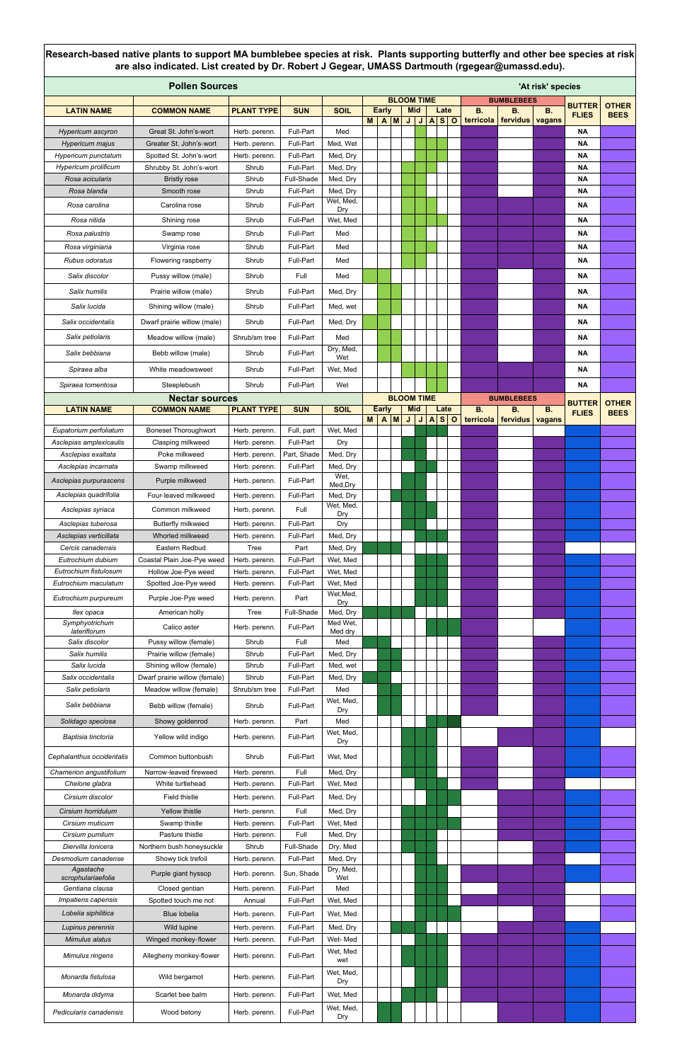**Research-based native plants to support MA bumblebee species at risk. Plants supporting butterfly and other bee species at risk are also indicated. List created by Dr. Robert J Gegear, UMASS Dartmouth (rgegear@umassd.edu).**

In the tables below, "X" marks a filled (colored) cell on the chart: a bloom month, a supported bumblebee species, or support for butterflies or other bees.

## Pollen Sources

'At risk' species

| LATIN NAME | COMMON NAME | PLANT TYPE | SUN | SOIL | BLOOM TIME: Early M | Early A | Early M | Mid J | Mid J | Late A | Late S | Late O | BUMBLEBEES: B. terricola | B. fervidus | B. vagans | BUTTERFLIES | OTHER BEES |
|---|---|---|---|---|---|---|---|---|---|---|---|---|---|---|---|---|---|
| *Hypericum ascyron* | Great St. John's-wort | Herb. perenn. | Full-Part | Med | | | | | X | X | | | X | | X | NA | X |
| *Hypericum majus* | Greater St. John's-wort | Herb. perenn. | Full-Part | Med, Wet | | | | | X | X | X | | X | | X | NA | X |
| *Hypericum punctatum* | Spotted St. John's-wort | Herb. perenn. | Full-Part | Med, Dry | | | | | X | X | X | | X | | X | NA | X |
| *Hypericum prolificum* | Shrubby St. John's-wort | Shrub | Full-Part | Med, Dry | | | | X | X | X | | | X | | X | NA | X |
| *Rosa acicularis* | Bristly rose | Shrub | Full-Shade | Med, Dry | | | | X | X | | | | X | | X | NA | X |
| *Rosa blanda* | Smooth rose | Shrub | Full-Part | Med, Dry | | | | X | X | | | | X | | X | NA | X |
| *Rosa carolina* | Carolina rose | Shrub | Full-Part | Wet, Med, Dry | | | | X | X | | | | X | X | X | NA | X |
| *Rosa nitida* | Shining rose | Shrub | Full-Part | Wet, Med | | | | X | X | X | | | X | | X | NA | X |
| *Rosa palustris* | Swamp rose | Shrub | Full-Part | Med | | | | X | X | | | | X | X | X | NA | X |
| *Rosa virginiana* | Virginia rose | Shrub | Full-Part | Med | | | | X | X | X | | | X | X | X | NA | X |
| *Rubus odoratus* | Flowering raspberry | Shrub | Full-Part | Med | | | | X | X | | | | X | X | X | NA | X |
| *Salix discolor* | Pussy willow (male) | Shrub | Full | Med | X | X | | | | | | | X | | X | NA | X |
| *Salix humilis* | Prairie willow (male) | Shrub | Full-Part | Med, Dry | | X | X | | | | | | X | | X | NA | X |
| *Salix lucida* | Shining willow (male) | Shrub | Full-Part | Med, wet | | X | X | | | | | | X | | X | NA | X |
| *Salix occidentalis* | Dwarf prairie willow (male) | Shrub | Full-Part | Med, Dry | X | X | | | | | | | X | | X | NA | X |
| *Salix petiolaris* | Meadow willow (male) | Shrub/sm tree | Full-Part | Med | | X | X | | | | | | X | | X | NA | X |
| *Salix bebbiana* | Bebb willow (male) | Shrub | Full-Part | Dry, Med, Wet | | X | X | | | | | | X | | X | NA | X |
| *Spiraea alba* | White meadowsweet | Shrub | Full-Part | Wet, Med | | | | X | X | X | X | | X | X | X | NA | X |
| *Spiraea tomentosa* | Steeplebush | Shrub | Full-Part | Wet | | | | | X | X | X | | X | X | X | NA | X |

## Nectar sources

| LATIN NAME | COMMON NAME | PLANT TYPE | SUN | SOIL | BLOOM TIME: Early M | Early A | Early M | Mid J | Mid J | Late A | Late S | Late O | BUMBLEBEES: B. terricola | B. fervidus | B. vagans | BUTTERFLIES | OTHER BEES |
|---|---|---|---|---|---|---|---|---|---|---|---|---|---|---|---|---|---|
| *Eupatorium perfoliatum* | Boneset Thoroughwort | Herb. perenn. | Full, part | Wet, Med | | | | | | X | X | | X | | X | X | X |
| *Asclepias amplexicaulis* | Clasping milkweed | Herb. perenn. | Full-Part | Dry | | | | X | X | | | | X | | X | X | X |
| *Asclepias exaltata* | Poke milkweed | Herb. perenn. | Part, Shade | Med, Dry | | | | X | X | | | | X | | X | X | X |
| *Asclepias incarnata* | Swamp milkweed | Herb. perenn. | Full-Part | Med, Dry | | | | | X | X | | | X | | X | X | X |
| *Asclepias purpurascens* | Purple milkweed | Herb. perenn. | Full-Part | Wet, Med, Dry | | | | X | X | | | | X | | X | X | X |
| *Asclepias quadrifolia* | Four-leaved milkweed | Herb. perenn. | Full-Part | Med, Dry | | | X | X | | | | | X | | X | X | X |
| *Asclepias syriaca* | Common milkweed | Herb. perenn. | Full | Wet, Med, Dry | | | | X | X | X | | | X | | X | X | X |
| *Asclepias tuberosa* | Butterfly milkweed | Herb. perenn. | Full-Part | Dry | | | | X | X | | | | X | | X | X | X |
| *Asclepias verticillata* | Whorled milkweed | Herb. perenn. | Full-Part | Med, Dry | | | | | X | X | X | | X | | X | X | X |
| *Cercis canadensis* | Eastern Redbud | Tree | Part | Med, Dry | X | X | X | | | | | | | | X | | |
| *Eutrochium dubium* | Coastal Plain Joe-Pye weed | Herb. perenn. | Full-Part | Wet, Med | | | | | X | X | X | | X | | X | X | X |
| *Eutrochium fistulosum* | Hollow Joe-Pye weed | Herb. perenn. | Full-Part | Wet, Med | | | | | X | X | X | | X | | X | X | X |
| *Eutrochium maculatum* | Spotted Joe-Pye weed | Herb. perenn. | Full-Part | Wet, Med | | | | | X | X | X | | X | | X | X | X |
| *Eutrochium purpureum* | Purple Joe-Pye weed | Herb. perenn. | Part | Wet,Med, Dry | | | | | X | X | X | | X | | X | X | X |
| *Ilex opaca* | American holly | Tree | Full-Shade | Med, Dry | X | X | X | X | | | | | X | | X | X | X |
| *Symphyotrichum lateriflorum* | Calico aster | Herb. perenn. | Full-Part | Med Wet, Med dry | | | | | | X | X | X | X | | | X | X |
| *Salix discolor* | Pussy willow (female) | Shrub | Full | Med | X | X | | | | | | | X | | X | X | X |
| *Salix humilis* | Prairie willow (female) | Shrub | Full-Part | Med, Dry | | X | X | | | | | | X | | X | X | X |
| *Salix lucida* | Shining willow (female) | Shrub | Full-Part | Med, wet | | X | X | | | | | | X | | X | X | X |
| *Salix occidentalis* | Dwarf prairie willow (female) | Shrub | Full-Part | Med, Dry | X | X | | | | | | | X | | X | X | X |
| *Salix petiolaris* | Meadow willow (female) | Shrub/sm tree | Full-Part | Med | | X | X | | | | | | X | | X | X | X |
| *Salix bebbiana* | Bebb willow (female) | Shrub | Full-Part | Wet, Med, Dry | | X | X | | | | | | X | | X | X | X |
| *Solidago speciosa* | Showy goldenrod | Herb. perenn. | Part | Med | | | | | | X | X | X | | | X | X | X |
| *Baptisia tinctoria* | Yellow wild indigo | Herb. perenn. | Full-Part | Wet, Med, Dry | | | | X | X | X | | | | X | X | X | |
| *Cephalanthus occidentalis* | Common buttonbush | Shrub | Full-Part | Wet, Med | | | | X | X | X | | | X | | X | X | X |
| *Chamerion angustifolium* | Narrow-leaved fireweed | Herb. perenn. | Full | Med, Dry | | | | X | X | X | | | X | | X | X | X |
| *Chelone glabra* | White turtlehead | Herb. perenn. | Full-Part | Wet, Med | | | | | | X | X | | X | | X | | X |
| *Cirsium discolor* | Field thistle | Herb. perenn. | Full-Part | Med, Dry | | | | | | X | X | X | | X | X | X | X |
| *Cirsium horridulum* | Yellow thistle | Herb. perenn. | Full | Med, Dry | | | | X | X | X | | | | X | X | X | X |
| *Cirsium muticum* | Swamp thistle | Herb. perenn. | Full-Part | Wet, Med | | | | | X | X | X | X | | X | X | X | X |
| *Cirsium pumilum* | Pasture thistle | Herb. perenn. | Full | Med, Dry | | | | X | X | X | | | | X | X | X | X |
| *Diervilla lonicera* | Northern bush honeysuckle | Shrub | Full-Shade | Dry, Med | | | | X | X | X | | | | | X | X | X |
| *Desmodium canadense* | Showy tick trefoil | Herb. perenn. | Full-Part | Med, Dry | | | | | X | X | | | | | X | | X |
| *Agastache scrophulariaefolia* | Purple giant hyssop | Herb. perenn. | Sun, Shade | Dry, Med, Wet | | | | | X | X | X | | X | X | X | X | X |
| *Gentiana clausa* | Closed gentian | Herb. perenn. | Full-Part | Med | | | | | | X | X | | | X | X | | |
| *Impatiens capensis* | Spotted touch me not | Annual | Full-Part | Wet, Med | | | | | X | X | X | | X | X | X | X | X |
| *Lobelia siphilitica* | Blue lobelia | Herb. perenn. | Full-Part | Wet, Med | | | | | | X | X | | | | X | X | X |
| *Lupinus perennis* | Wild lupine | Herb. perenn. | Full-Part | Med, Dry | | | X | X | | | | | | X | X | X | |
| *Mimulus alatus* | Winged monkey-flower | Herb. perenn. | Full-Part | Wet- Med | | | | | X | X | X | | X | X | X | | X |
| *Mimulus ringens* | Allegheny monkey-flower | Herb. perenn. | Full-Part | Wet, Med wet | | | | X | X | X | X | | X | X | X | X | X |
| *Monarda fistulosa* | Wild bergamot | Herb. perenn. | Full-Part | Wet, Med, Dry | | | | | X | X | | | X | X | X | X | X |
| *Monarda didyma* | Scarlet bee balm | Herb. perenn. | Full-Part | Wet, Med | | | | X | X | X | | | X | X | X | X | X |
| *Pedicularis canadensis* | Wood betony | Herb. perenn. | Full-Part | Wet, Med, Dry | | X | X | | | | | | | X | X | X | X |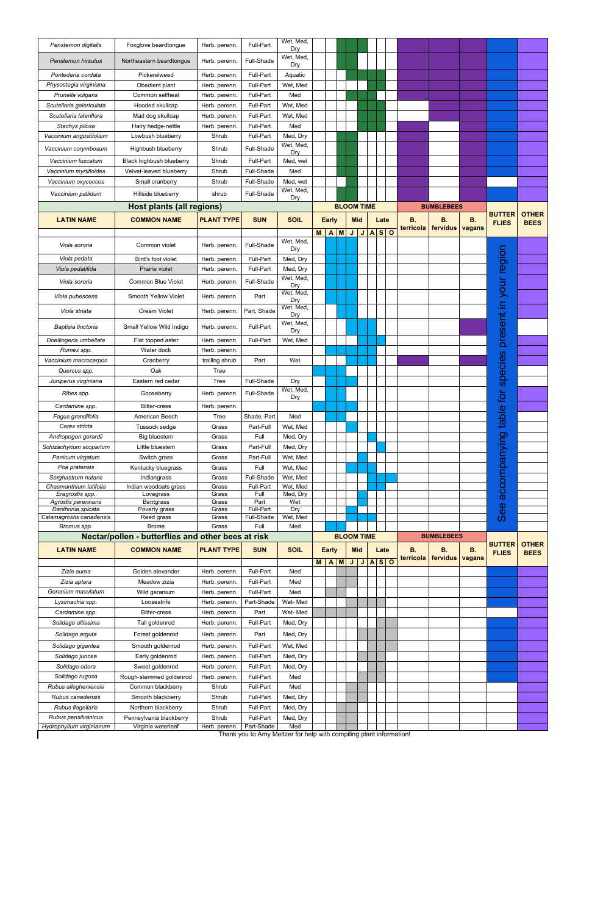| | | | | | | | | | | | | | | | | | |
|---|---|---|---|---|---|---|---|---|---|---|---|---|---|---|---|---|---|
| *Penstemon digitalis* | Foxglove beardtongue | Herb. perenn. | Full-Part | Wet, Med, Dry | | | | | | | | | | | | | |
| *Penstemon hirsutus* | Northeastern beardtongue | Herb. perenn. | Full-Shade | Wet, Med, Dry | | | | | | | | | | | | | |
| *Pontederia cordata* | Pickerelweed | Herb. perenn. | Full-Part | Aquatic | | | | | | | | | | | | | |
| *Physostegia virginiana* | Obedient plant | Herb. perenn. | Full-Part | Wet, Med | | | | | | | | | | | | | |
| *Prunella vulgaris* | Common selfheal | Herb. perenn. | Full-Part | Med | | | | | | | | | | | | | |
| *Scutellaria galericulata* | Hooded skullcap | Herb. perenn. | Full-Part | Wet, Med | | | | | | | | | | | | | |
| *Scutellaria lateriflora* | Mad dog skullcap | Herb. perenn. | Full-Part | Wet, Med | | | | | | | | | | | | | |
| *Stachys pilosa* | Hairy hedge-nettle | Herb. perenn. | Full-Part | Med | | | | | | | | | | | | | |
| *Vaccinium angustifolium* | Lowbush blueberry | Shrub | Full-Part | Med, Dry | | | | | | | | | | | | | |
| *Vaccinium corymbosum* | Highbush blueberry | Shrub | Full-Shade | Wet, Med, Dry | | | | | | | | | | | | | |
| *Vaccinium fuscatum* | Black highbush blueberry | Shrub | Full-Part | Med, wet | | | | | | | | | | | | | |
| *Vaccinium myrtilloides* | Velvet-leaved blueberry | Shrub | Full-Shade | Med | | | | | | | | | | | | | |
| *Vaccinium oxycoccos* | Small cranberry | Shrub | Full-Shade | Med, wet | | | | | | | | | | | | | |
| *Vaccinium pallidum* | Hillside blueberry | shrub | Full-Shade | Wet, Med, Dry | | | | | | | | | | | | | |

| Host plants (all regions) | | | | | BLOOM TIME | | | | | | | | BUMBLEBEES | | | BUTTER FLIES | OTHER BEES |
|---|---|---|---|---|---|---|---|---|---|---|---|---|---|---|---|---|---|
| LATIN NAME | COMMON NAME | PLANT TYPE | SUN | SOIL | Early | | | Mid | | Late | | | B. terricola | B. fervidus | B. vagans | | |
| | | | | | M | A | M | J | J | A | S | O | | | | | |
| *Viola sororia* | Common violet | Herb. perenn. | Full-Shade | Wet, Med, Dry | | | | | | | | | | | | See accompanying table for species present in your region | |
| *Viola pedata* | Bird's foot violet | Herb. perenn. | Full-Part | Med, Dry | | | | | | | | | | | | | |
| *Viola pedatifida* | Prairie violet | Herb. perenn. | Full-Part | Med, Dry | | | | | | | | | | | | | |
| *Viola sororia* | Common Blue Violet | Herb. perenn. | Full-Shade | Wet, Med, Dry | | | | | | | | | | | | | |
| *Viola pubescens* | Smooth Yellow Violet | Herb. perenn. | Part | Wet, Med, Dry | | | | | | | | | | | | | |
| *Viola striata* | Cream Violet | Herb. perenn. | Part, Shade | Wet, Med, Dry | | | | | | | | | | | | | |
| *Baptisia tinctoria* | Small Yellow Wild Indigo | Herb. perenn. | Full-Part | Wet, Med, Dry | | | | | | | | | | | | | |
| *Doellingeria umbellate* | Flat topped aster | Herb. perenn. | Full-Part | Wet, Med | | | | | | | | | | | | | |
| *Rumex spp.* | Water dock | Herb. perenn. | | | | | | | | | | | | | | | |
| *Vaccinium macrocarpon* | Cranberry | trailing shrub | Part | Wet | | | | | | | | | | | | | |
| *Quercus spp.* | Oak | Tree | | | | | | | | | | | | | | | |
| *Juniperus virginiana* | Eastern red cedar | Tree | Full-Shade | Dry | | | | | | | | | | | | | |
| *Ribes spp.* | Gooseberry | Herb. perenn. | Full-Shade | Wet, Med, Dry | | | | | | | | | | | | | |
| *Cardamine spp.* | Bitter-cress | Herb. perenn. | | | | | | | | | | | | | | | |
| *Fagus grandifolia* | American Beech | Tree | Shade, Part | Med | | | | | | | | | | | | | |
| *Carex stricta* | Tussock sedge | Grass | Part-Full | Wet, Med | | | | | | | | | | | | | |
| *Andropogon gerardii* | Big bluestem | Grass | Full | Med, Dry | | | | | | | | | | | | | |
| *Schizachyrium scoparium* | Little bluestem | Grass | Part-Full | Med, Dry | | | | | | | | | | | | | |
| *Panicum virgatum* | Switch grass | Grass | Part-Full | Wet, Med | | | | | | | | | | | | | |
| *Poa pratensis* | Kentucky bluegrass | Grass | Full | Wet, Med | | | | | | | | | | | | | |
| *Sorghastrum nutans* | Indiangrass | Grass | Full-Shade | Wet, Med | | | | | | | | | | | | | |
| *Chasmanthium latifolia* | Indian woodoats grass | Grass | Full-Part | Wet, Med | | | | | | | | | | | | | |
| *Eragrostis spp.* | Lovegrass | Grass | Full | Med, Dry | | | | | | | | | | | | | |
| *Agrostis perennans* | Bentgrass | Grass | Part | Wet | | | | | | | | | | | | | |
| *Danthonia spicata* | Poverty grass | Grass | Full-Part | Dry | | | | | | | | | | | | | |
| *Calamagrostis canadensis* | Reed grass | Grass | Full-Shade | Wet, Med | | | | | | | | | | | | | |
| *Bromus spp.* | Brome | Grass | Full | Med | | | | | | | | | | | | | |

| Nectar/pollen - butterflies and other bees at risk | | | | | BLOOM TIME | | | | | | | | BUMBLEBEES | | | BUTTER FLIES | OTHER BEES |
|---|---|---|---|---|---|---|---|---|---|---|---|---|---|---|---|---|---|
| LATIN NAME | COMMON NAME | PLANT TYPE | SUN | SOIL | Early | | | Mid | | Late | | | B. terricola | B. fervidus | B. vagans | | |
| | | | | | M | A | M | J | J | A | S | O | | | | | |
| *Zizia aurea* | Golden alexander | Herb. perenn. | Full-Part | Med | | | | | | | | | | | | | |
| *Zizia aptera* | Meadow zizia | Herb. perenn. | Full-Part | Med | | | | | | | | | | | | | |
| *Geranium maculatum* | Wild geranium | Herb. perenn. | Full-Part | Med | | | | | | | | | | | | | |
| *Lysimachia spp.* | Loosestrife | Herb. perenn. | Part-Shade | Wet- Med | | | | | | | | | | | | | |
| *Cardamine spp.* | Bitter-cress | Herb. perenn. | Part | Wet- Med | | | | | | | | | | | | | |
| *Solidago altissima* | Tall goldenrod | Herb. perenn. | Full-Part | Med, Dry | | | | | | | | | | | | | |
| *Solidago arguta* | Forest goldenrod | Herb. perenn. | Part | Med, Dry | | | | | | | | | | | | | |
| *Solidago gigantea* | Smooth goldenrod | Herb. perenn. | Full-Part | Wet, Med | | | | | | | | | | | | | |
| *Solidago juncea* | Early goldenrod | Herb. perenn. | Full-Part | Med, Dry | | | | | | | | | | | | | |
| *Solidago odora* | Sweet goldenrod | Herb. perenn. | Full-Part | Med, Dry | | | | | | | | | | | | | |
| *Solidago rugosa* | Rough-stemmed goldenrod | Herb. perenn. | Full-Part | Med | | | | | | | | | | | | | |
| *Rubus allegheniensis* | Common blackberry | Shrub | Full-Part | Med | | | | | | | | | | | | | |
| *Rubus canadensis* | Smooth blackberry | Shrub | Full-Part | Med, Dry | | | | | | | | | | | | | |
| *Rubus flagellaris* | Northern blackberry | Shrub | Full-Part | Med, Dry | | | | | | | | | | | | | |
| *Rubus pensilvanicus* | Pennsylvania blackberry | Shrub | Full-Part | Med, Dry | | | | | | | | | | | | | |
| *Hydrophyllum virginianum* | Virginia waterleaf | Herb. perenn. | Part-Shade | Med | | | | | | | | | | | | | |

Thank you to Amy Meltzer for help with compiling plant information!